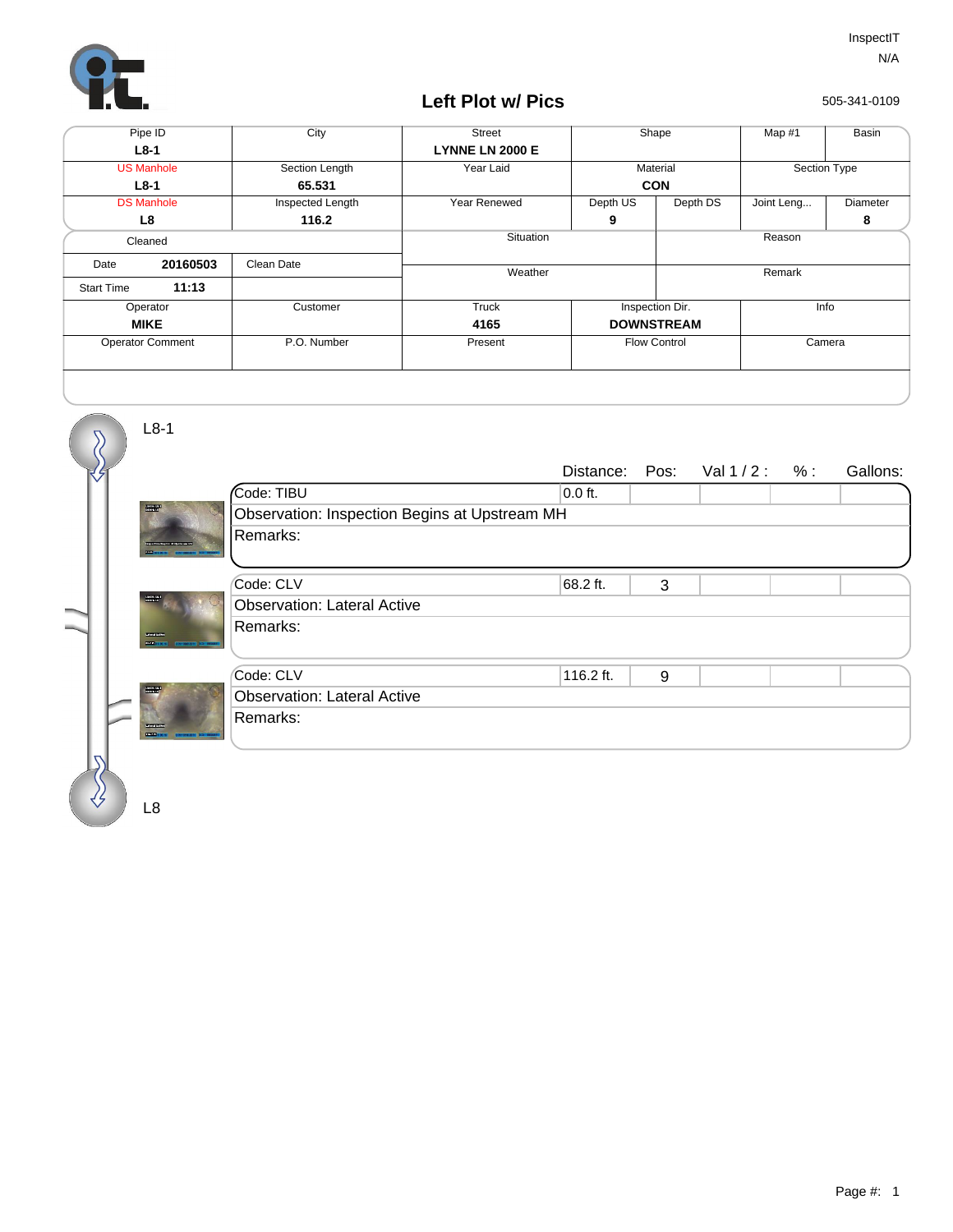InspectIT
N/A

# Left Plot w/ Pics

505-341-0109

| Pipe ID | City | Street | Shape | | Map #1 | Basin |
|---|---|---|---|---|---|---|
| **L8-1** | | **LYNNE LN 2000 E** | | | | |
| US Manhole | Section Length | Year Laid | Material | | Section Type | |
| **L8-1** | **65.531** | | **CON** | | | |
| DS Manhole | Inspected Length | Year Renewed | Depth US | Depth DS | Joint Leng... | Diameter |
| **L8** | **116.2** | | **9** | | | **8** |

| Cleaned | | Situation | Reason |
|---|---|---|---|
| Date **20160503** | Clean Date | Weather | Remark |
| Start Time **11:13** | | | |

| Operator | Customer | Truck | Inspection Dir. | Info |
|---|---|---|---|---|
| **MIKE** | | **4165** | **DOWNSTREAM** | |
| Operator Comment | P.O. Number | Present | Flow Control | Camera |

L8-1

| Code | Distance: | Pos: | Val 1 / 2 : | % : | Gallons: |
|---|---|---|---|---|---|
| Code: TIBU | 0.0 ft. | | | | |
| Observation: Inspection Begins at Upstream MH | | | | | |
| Remarks: | | | | | |
| Code: CLV | 68.2 ft. | 3 | | | |
| Observation: Lateral Active | | | | | |
| Remarks: | | | | | |
| Code: CLV | 116.2 ft. | 9 | | | |
| Observation: Lateral Active | | | | | |
| Remarks: | | | | | |

L8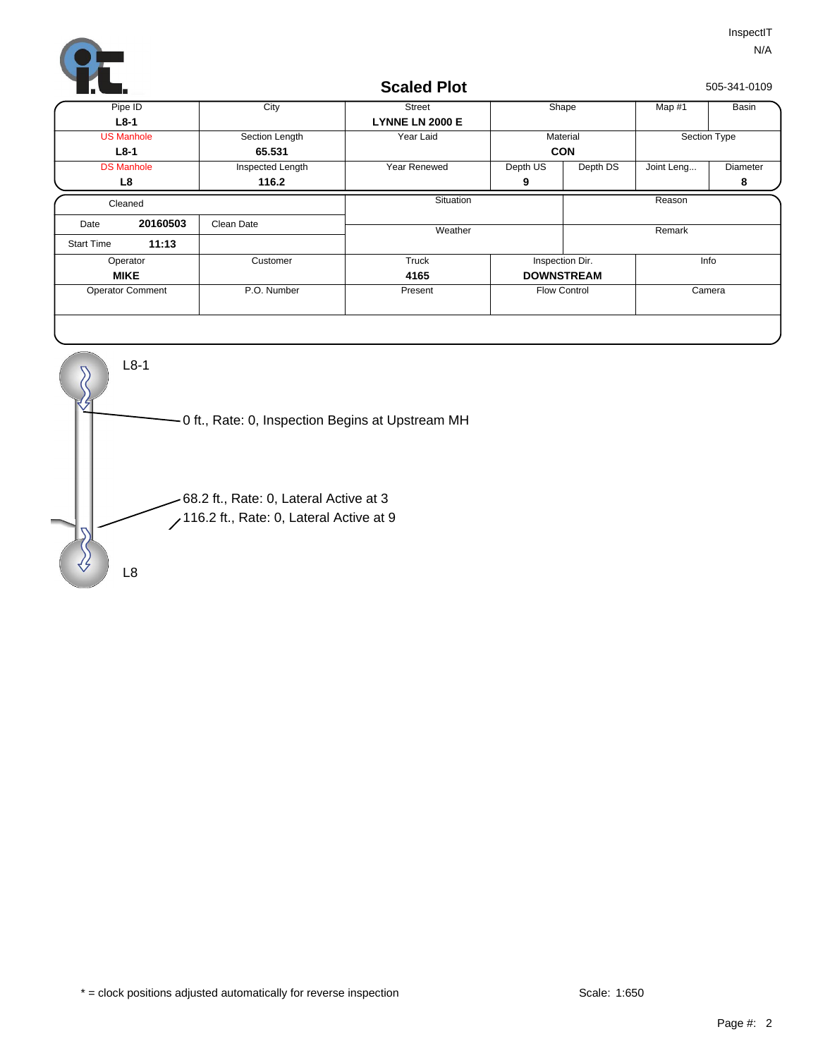InspectIT
N/A

# Scaled Plot

505-341-0109

| Pipe ID | City | Street | Shape | | Map #1 | Basin |
|---|---|---|---|---|---|---|
| **L8-1** | | **LYNNE LN 2000 E** | | | | |
| US Manhole | Section Length | Year Laid | Material | | Section Type | |
| **L8-1** | **65.531** | | **CON** | | | |
| DS Manhole | Inspected Length | Year Renewed | Depth US | Depth DS | Joint Leng... | Diameter |
| **L8** | **116.2** | | **9** | | | **8** |

| Cleaned | | Situation | Reason |
|---|---|---|---|
| Date **20160503** | Clean Date | Weather | Remark |
| Start Time **11:13** | | | |
| Operator | Customer | Truck | Inspection Dir. | Info |
| **MIKE** | | **4165** | **DOWNSTREAM** | |
| Operator Comment | P.O. Number | Present | Flow Control | Camera |

L8-1

0 ft., Rate: 0, Inspection Begins at Upstream MH

68.2 ft., Rate: 0, Lateral Active at 3

116.2 ft., Rate: 0, Lateral Active at 9

L8

* = clock positions adjusted automatically for reverse inspection

Scale: 1:650